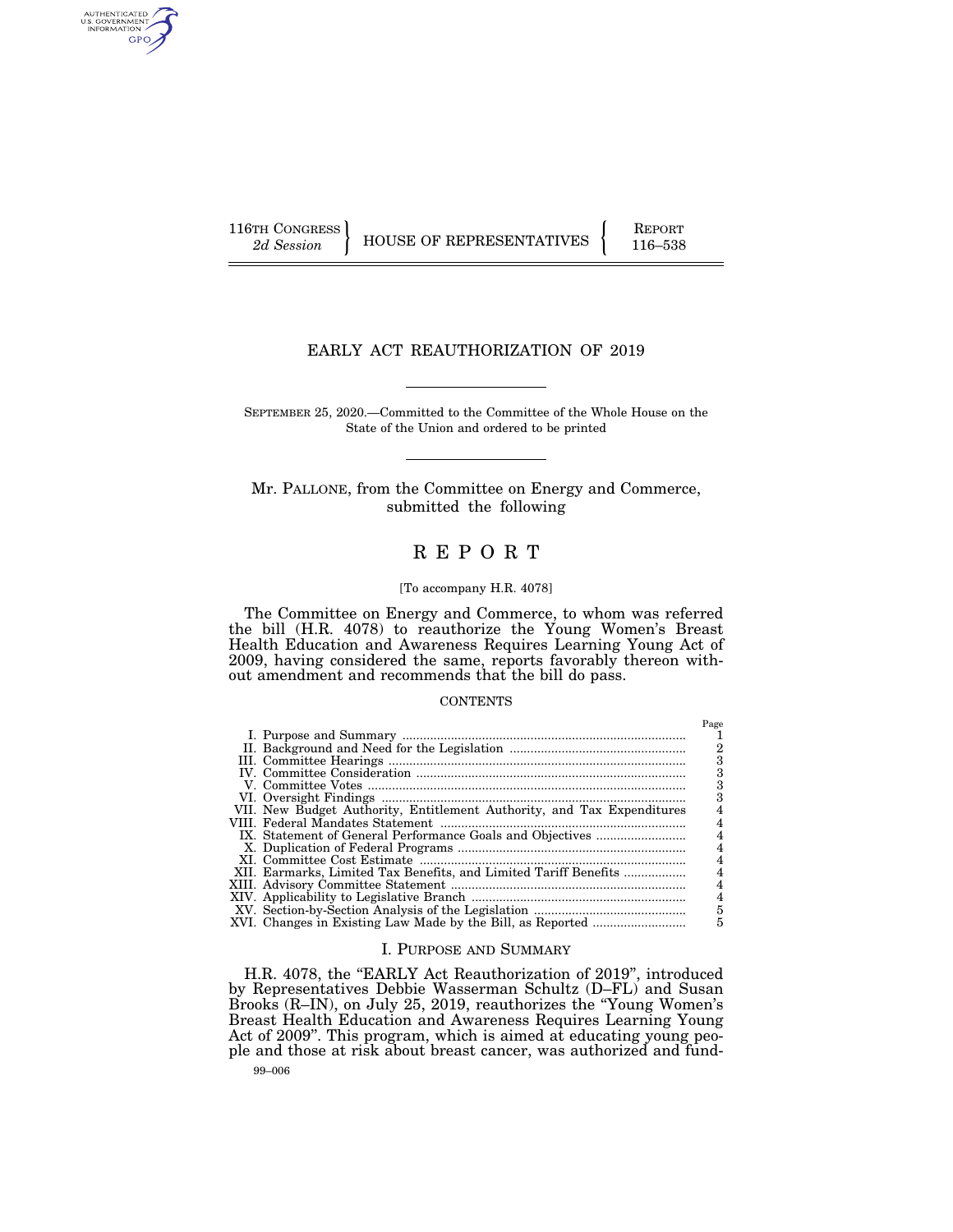116TH CONGRESS
*2d Session*

HOUSE OF REPRESENTATIVES

REPORT
116–538

# EARLY ACT REAUTHORIZATION OF 2019

SEPTEMBER 25, 2020.—Committed to the Committee of the Whole House on the State of the Union and ordered to be printed

Mr. PALLONE, from the Committee on Energy and Commerce, submitted the following

## R E P O R T

[To accompany H.R. 4078]

The Committee on Energy and Commerce, to whom was referred the bill (H.R. 4078) to reauthorize the Young Women's Breast Health Education and Awareness Requires Learning Young Act of 2009, having considered the same, reports favorably thereon without amendment and recommends that the bill do pass.

CONTENTS

| | Page |
|---|---|
| I. Purpose and Summary | 1 |
| II. Background and Need for the Legislation | 2 |
| III. Committee Hearings | 3 |
| IV. Committee Consideration | 3 |
| V. Committee Votes | 3 |
| VI. Oversight Findings | 3 |
| VII. New Budget Authority, Entitlement Authority, and Tax Expenditures | 4 |
| VIII. Federal Mandates Statement | 4 |
| IX. Statement of General Performance Goals and Objectives | 4 |
| X. Duplication of Federal Programs | 4 |
| XI. Committee Cost Estimate | 4 |
| XII. Earmarks, Limited Tax Benefits, and Limited Tariff Benefits | 4 |
| XIII. Advisory Committee Statement | 4 |
| XIV. Applicability to Legislative Branch | 4 |
| XV. Section-by-Section Analysis of the Legislation | 5 |
| XVI. Changes in Existing Law Made by the Bill, as Reported | 5 |

## I. PURPOSE AND SUMMARY

H.R. 4078, the "EARLY Act Reauthorization of 2019", introduced by Representatives Debbie Wasserman Schultz (D–FL) and Susan Brooks (R–IN), on July 25, 2019, reauthorizes the "Young Women's Breast Health Education and Awareness Requires Learning Young Act of 2009". This program, which is aimed at educating young people and those at risk about breast cancer, was authorized and fund-

99–006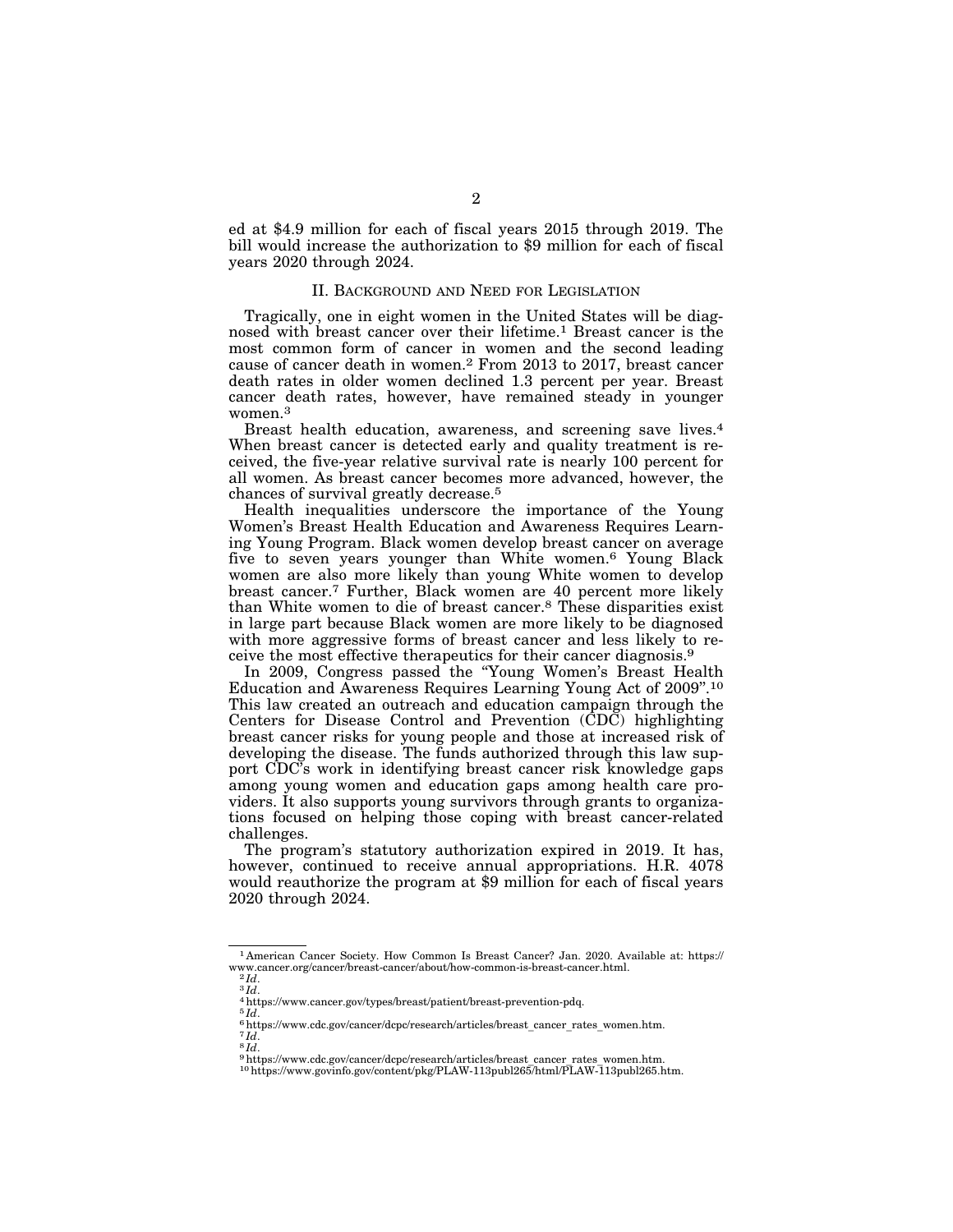ed at $4.9 million for each of fiscal years 2015 through 2019. The bill would increase the authorization to $9 million for each of fiscal years 2020 through 2024.

## II. Background and Need for Legislation

Tragically, one in eight women in the United States will be diagnosed with breast cancer over their lifetime.[1] Breast cancer is the most common form of cancer in women and the second leading cause of cancer death in women.[2] From 2013 to 2017, breast cancer death rates in older women declined 1.3 percent per year. Breast cancer death rates, however, have remained steady in younger women.[3]

Breast health education, awareness, and screening save lives.[4] When breast cancer is detected early and quality treatment is received, the five-year relative survival rate is nearly 100 percent for all women. As breast cancer becomes more advanced, however, the chances of survival greatly decrease.[5]

Health inequalities underscore the importance of the Young Women's Breast Health Education and Awareness Requires Learning Young Program. Black women develop breast cancer on average five to seven years younger than White women.[6] Young Black women are also more likely than young White women to develop breast cancer.[7] Further, Black women are 40 percent more likely than White women to die of breast cancer.[8] These disparities exist in large part because Black women are more likely to be diagnosed with more aggressive forms of breast cancer and less likely to receive the most effective therapeutics for their cancer diagnosis.[9]

In 2009, Congress passed the "Young Women's Breast Health Education and Awareness Requires Learning Young Act of 2009".[10] This law created an outreach and education campaign through the Centers for Disease Control and Prevention (CDC) highlighting breast cancer risks for young people and those at increased risk of developing the disease. The funds authorized through this law support CDC's work in identifying breast cancer risk knowledge gaps among young women and education gaps among health care providers. It also supports young survivors through grants to organizations focused on helping those coping with breast cancer-related challenges.

The program's statutory authorization expired in 2019. It has, however, continued to receive annual appropriations. H.R. 4078 would reauthorize the program at $9 million for each of fiscal years 2020 through 2024.

---

[1] American Cancer Society. How Common Is Breast Cancer? Jan. 2020. Available at: https://www.cancer.org/cancer/breast-cancer/about/how-common-is-breast-cancer.html.

[2] *Id*.

[3] *Id*.

[4] https://www.cancer.gov/types/breast/patient/breast-prevention-pdq.

[5] *Id*.

[6] https://www.cdc.gov/cancer/dcpc/research/articles/breast_cancer_rates_women.htm.

[7] *Id*.

[8] *Id*.

[9] https://www.cdc.gov/cancer/dcpc/research/articles/breast_cancer_rates_women.htm.

[10] https://www.govinfo.gov/content/pkg/PLAW-113publ265/html/PLAW-113publ265.htm.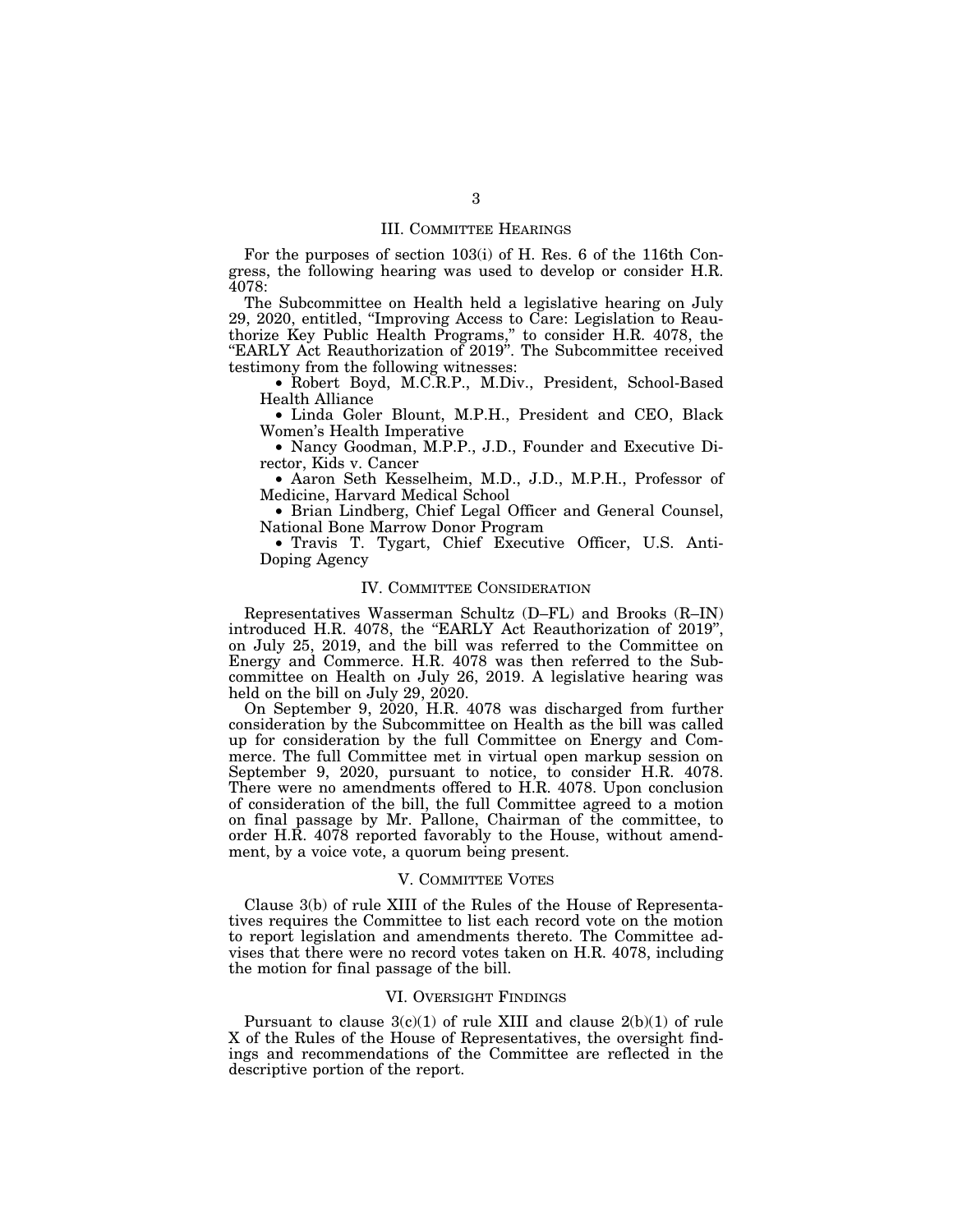## III. COMMITTEE HEARINGS

For the purposes of section 103(i) of H. Res. 6 of the 116th Congress, the following hearing was used to develop or consider H.R. 4078:

The Subcommittee on Health held a legislative hearing on July 29, 2020, entitled, "Improving Access to Care: Legislation to Reauthorize Key Public Health Programs," to consider H.R. 4078, the "EARLY Act Reauthorization of 2019". The Subcommittee received testimony from the following witnesses:

- Robert Boyd, M.C.R.P., M.Div., President, School-Based Health Alliance
- Linda Goler Blount, M.P.H., President and CEO, Black Women's Health Imperative
- Nancy Goodman, M.P.P., J.D., Founder and Executive Director, Kids v. Cancer
- Aaron Seth Kesselheim, M.D., J.D., M.P.H., Professor of Medicine, Harvard Medical School
- Brian Lindberg, Chief Legal Officer and General Counsel, National Bone Marrow Donor Program
- Travis T. Tygart, Chief Executive Officer, U.S. Anti-Doping Agency

## IV. COMMITTEE CONSIDERATION

Representatives Wasserman Schultz (D–FL) and Brooks (R–IN) introduced H.R. 4078, the "EARLY Act Reauthorization of 2019", on July 25, 2019, and the bill was referred to the Committee on Energy and Commerce. H.R. 4078 was then referred to the Subcommittee on Health on July 26, 2019. A legislative hearing was held on the bill on July 29, 2020.

On September 9, 2020, H.R. 4078 was discharged from further consideration by the Subcommittee on Health as the bill was called up for consideration by the full Committee on Energy and Commerce. The full Committee met in virtual open markup session on September 9, 2020, pursuant to notice, to consider H.R. 4078. There were no amendments offered to H.R. 4078. Upon conclusion of consideration of the bill, the full Committee agreed to a motion on final passage by Mr. Pallone, Chairman of the committee, to order H.R. 4078 reported favorably to the House, without amendment, by a voice vote, a quorum being present.

## V. COMMITTEE VOTES

Clause 3(b) of rule XIII of the Rules of the House of Representatives requires the Committee to list each record vote on the motion to report legislation and amendments thereto. The Committee advises that there were no record votes taken on H.R. 4078, including the motion for final passage of the bill.

## VI. OVERSIGHT FINDINGS

Pursuant to clause 3(c)(1) of rule XIII and clause 2(b)(1) of rule X of the Rules of the House of Representatives, the oversight findings and recommendations of the Committee are reflected in the descriptive portion of the report.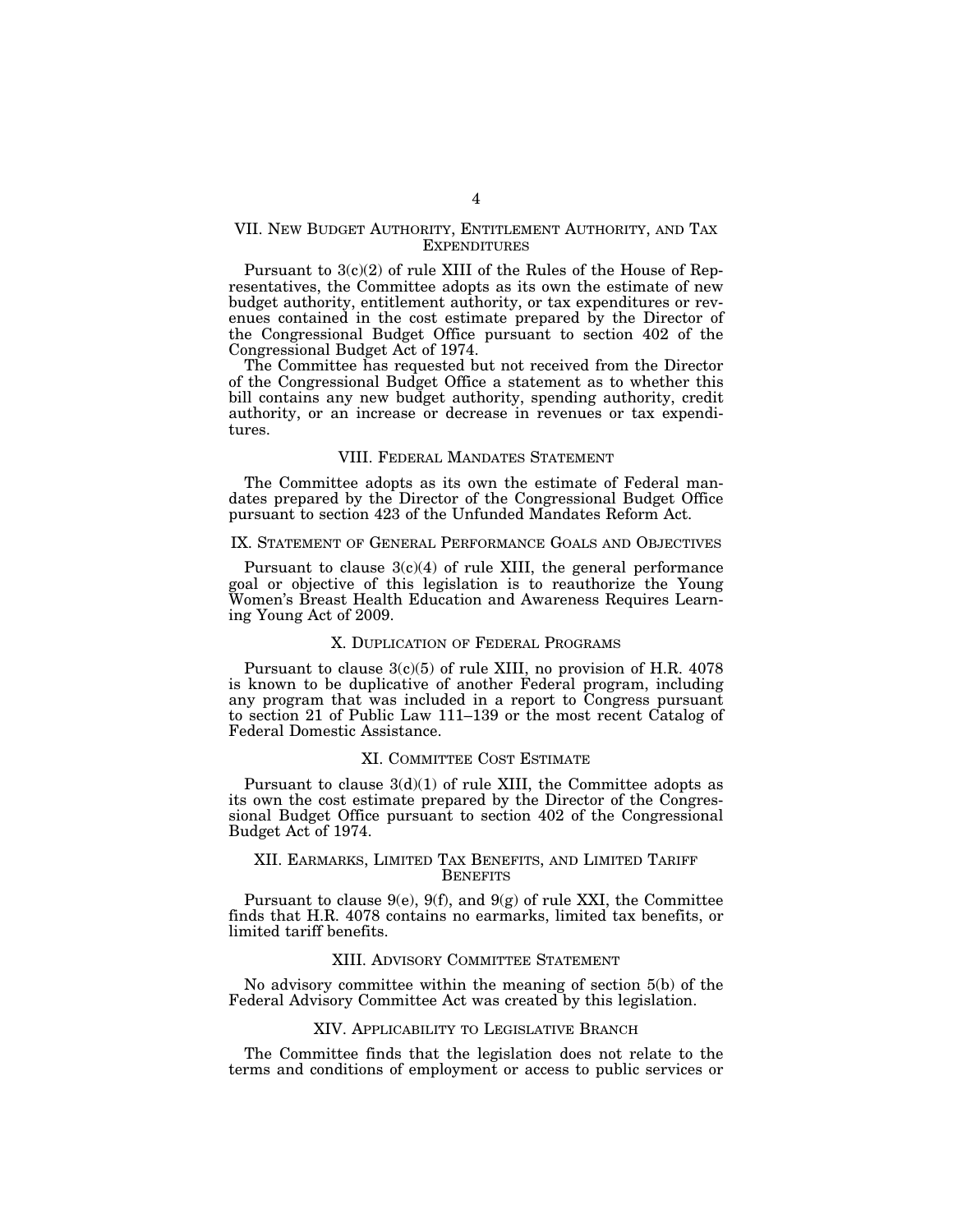## VII. New Budget Authority, Entitlement Authority, and Tax Expenditures

Pursuant to 3(c)(2) of rule XIII of the Rules of the House of Representatives, the Committee adopts as its own the estimate of new budget authority, entitlement authority, or tax expenditures or revenues contained in the cost estimate prepared by the Director of the Congressional Budget Office pursuant to section 402 of the Congressional Budget Act of 1974.

The Committee has requested but not received from the Director of the Congressional Budget Office a statement as to whether this bill contains any new budget authority, spending authority, credit authority, or an increase or decrease in revenues or tax expenditures.

## VIII. Federal Mandates Statement

The Committee adopts as its own the estimate of Federal mandates prepared by the Director of the Congressional Budget Office pursuant to section 423 of the Unfunded Mandates Reform Act.

## IX. Statement of General Performance Goals and Objectives

Pursuant to clause 3(c)(4) of rule XIII, the general performance goal or objective of this legislation is to reauthorize the Young Women's Breast Health Education and Awareness Requires Learning Young Act of 2009.

## X. Duplication of Federal Programs

Pursuant to clause 3(c)(5) of rule XIII, no provision of H.R. 4078 is known to be duplicative of another Federal program, including any program that was included in a report to Congress pursuant to section 21 of Public Law 111–139 or the most recent Catalog of Federal Domestic Assistance.

## XI. Committee Cost Estimate

Pursuant to clause 3(d)(1) of rule XIII, the Committee adopts as its own the cost estimate prepared by the Director of the Congressional Budget Office pursuant to section 402 of the Congressional Budget Act of 1974.

## XII. Earmarks, Limited Tax Benefits, and Limited Tariff Benefits

Pursuant to clause 9(e), 9(f), and 9(g) of rule XXI, the Committee finds that H.R. 4078 contains no earmarks, limited tax benefits, or limited tariff benefits.

## XIII. Advisory Committee Statement

No advisory committee within the meaning of section 5(b) of the Federal Advisory Committee Act was created by this legislation.

## XIV. Applicability to Legislative Branch

The Committee finds that the legislation does not relate to the terms and conditions of employment or access to public services or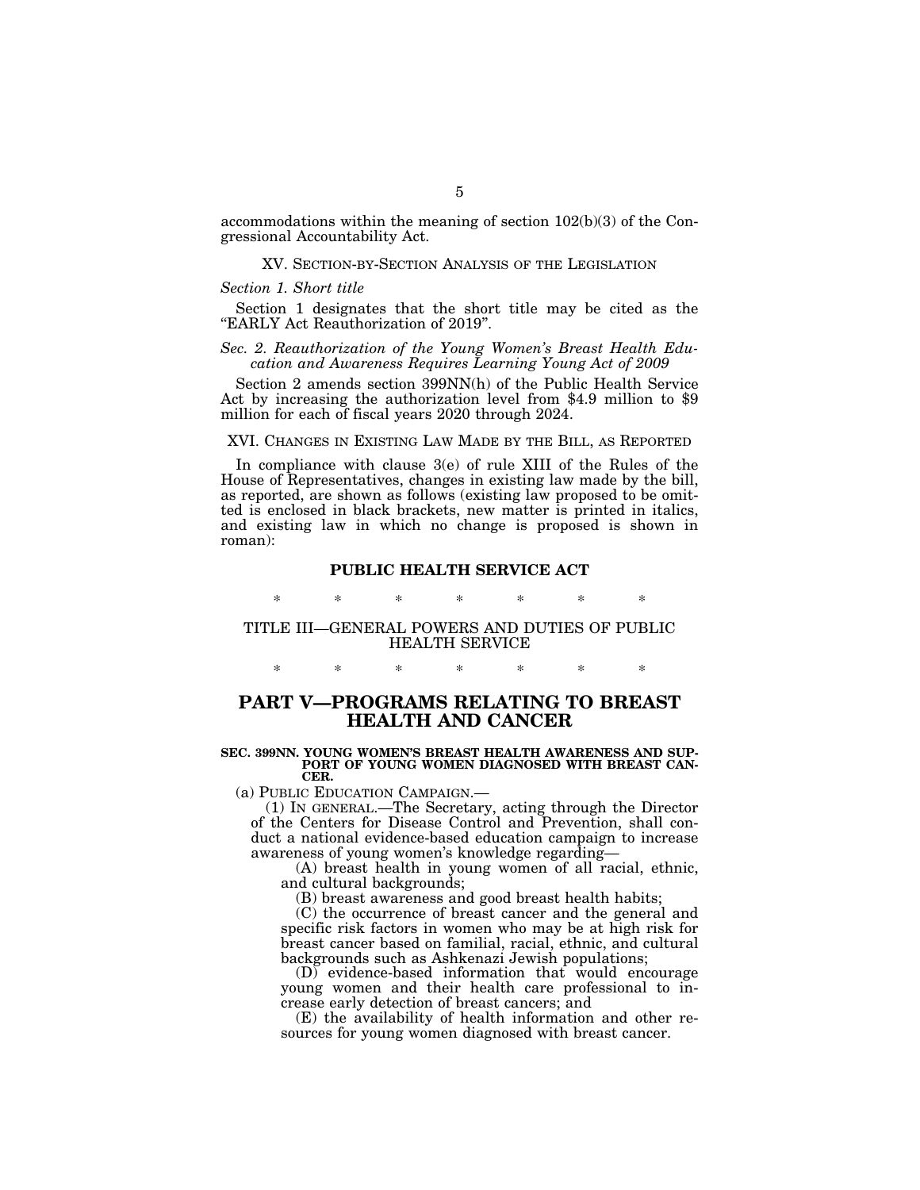accommodations within the meaning of section 102(b)(3) of the Congressional Accountability Act.

## XV. Section-by-Section Analysis of the Legislation

*Section 1. Short title*

Section 1 designates that the short title may be cited as the "EARLY Act Reauthorization of 2019".

*Sec. 2. Reauthorization of the Young Women's Breast Health Education and Awareness Requires Learning Young Act of 2009*

Section 2 amends section 399NN(h) of the Public Health Service Act by increasing the authorization level from $4.9 million to $9 million for each of fiscal years 2020 through 2024.

## XVI. Changes in Existing Law Made by the Bill, as Reported

In compliance with clause 3(e) of rule XIII of the Rules of the House of Representatives, changes in existing law made by the bill, as reported, are shown as follows (existing law proposed to be omitted is enclosed in black brackets, new matter is printed in italics, and existing law in which no change is proposed is shown in roman):

**PUBLIC HEALTH SERVICE ACT**

\* \* \* \* \* \* \*

TITLE III—GENERAL POWERS AND DUTIES OF PUBLIC HEALTH SERVICE

\* \* \* \* \* \* \*

# PART V—PROGRAMS RELATING TO BREAST HEALTH AND CANCER

**SEC. 399NN. YOUNG WOMEN'S BREAST HEALTH AWARENESS AND SUPPORT OF YOUNG WOMEN DIAGNOSED WITH BREAST CANCER.**

(a) Public Education Campaign.—

(1) In general.—The Secretary, acting through the Director of the Centers for Disease Control and Prevention, shall conduct a national evidence-based education campaign to increase awareness of young women's knowledge regarding—

(A) breast health in young women of all racial, ethnic, and cultural backgrounds;

(B) breast awareness and good breast health habits;

(C) the occurrence of breast cancer and the general and specific risk factors in women who may be at high risk for breast cancer based on familial, racial, ethnic, and cultural backgrounds such as Ashkenazi Jewish populations;

(D) evidence-based information that would encourage young women and their health care professional to increase early detection of breast cancers; and

(E) the availability of health information and other resources for young women diagnosed with breast cancer.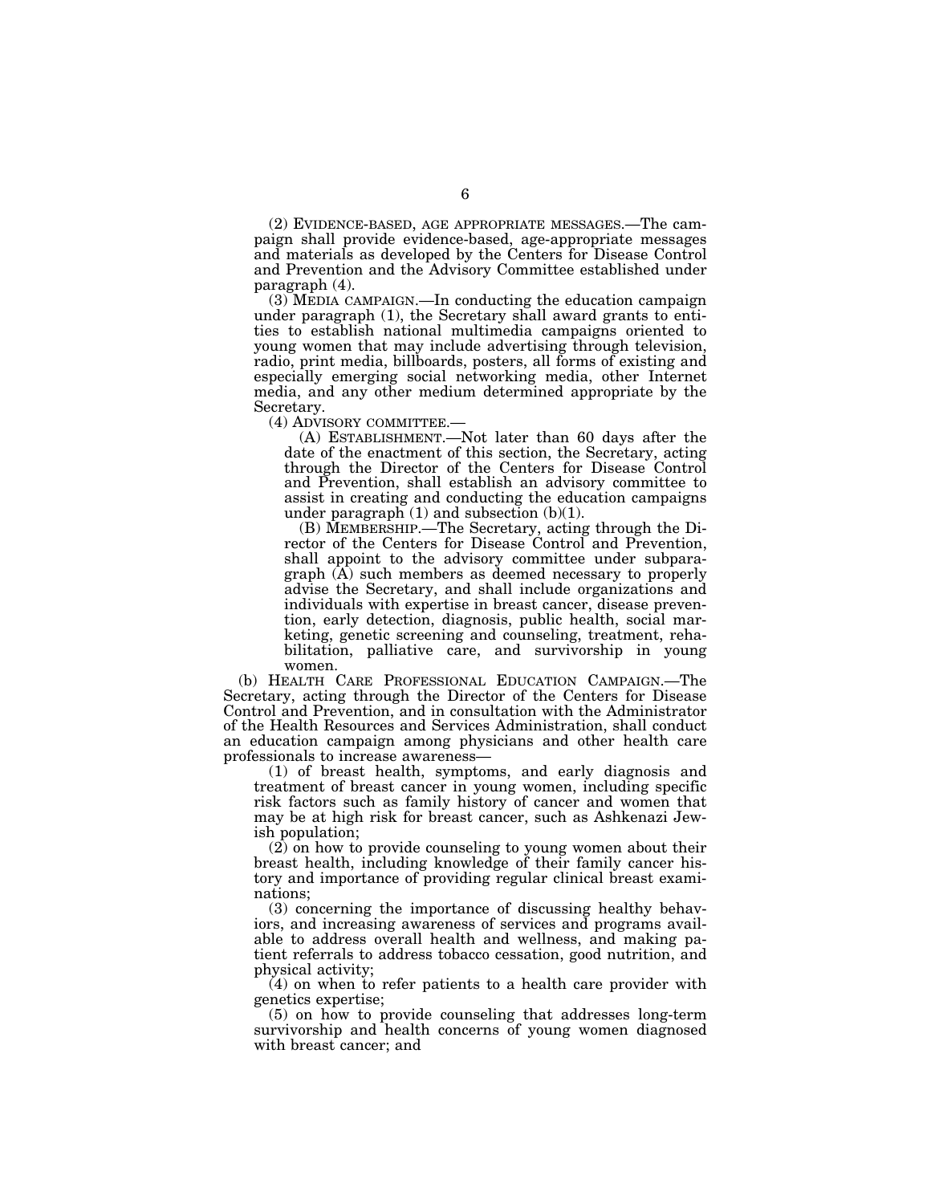(2) EVIDENCE-BASED, AGE APPROPRIATE MESSAGES.—The campaign shall provide evidence-based, age-appropriate messages and materials as developed by the Centers for Disease Control and Prevention and the Advisory Committee established under paragraph (4).

(3) MEDIA CAMPAIGN.—In conducting the education campaign under paragraph (1), the Secretary shall award grants to entities to establish national multimedia campaigns oriented to young women that may include advertising through television, radio, print media, billboards, posters, all forms of existing and especially emerging social networking media, other Internet media, and any other medium determined appropriate by the Secretary.

(4) ADVISORY COMMITTEE.—

(A) ESTABLISHMENT.—Not later than 60 days after the date of the enactment of this section, the Secretary, acting through the Director of the Centers for Disease Control and Prevention, shall establish an advisory committee to assist in creating and conducting the education campaigns under paragraph (1) and subsection (b)(1).

(B) MEMBERSHIP.—The Secretary, acting through the Director of the Centers for Disease Control and Prevention, shall appoint to the advisory committee under subparagraph (A) such members as deemed necessary to properly advise the Secretary, and shall include organizations and individuals with expertise in breast cancer, disease prevention, early detection, diagnosis, public health, social marketing, genetic screening and counseling, treatment, rehabilitation, palliative care, and survivorship in young women.

(b) HEALTH CARE PROFESSIONAL EDUCATION CAMPAIGN.—The Secretary, acting through the Director of the Centers for Disease Control and Prevention, and in consultation with the Administrator of the Health Resources and Services Administration, shall conduct an education campaign among physicians and other health care professionals to increase awareness—

(1) of breast health, symptoms, and early diagnosis and treatment of breast cancer in young women, including specific risk factors such as family history of cancer and women that may be at high risk for breast cancer, such as Ashkenazi Jewish population;

(2) on how to provide counseling to young women about their breast health, including knowledge of their family cancer history and importance of providing regular clinical breast examinations;

(3) concerning the importance of discussing healthy behaviors, and increasing awareness of services and programs available to address overall health and wellness, and making patient referrals to address tobacco cessation, good nutrition, and physical activity;

(4) on when to refer patients to a health care provider with genetics expertise;

(5) on how to provide counseling that addresses long-term survivorship and health concerns of young women diagnosed with breast cancer; and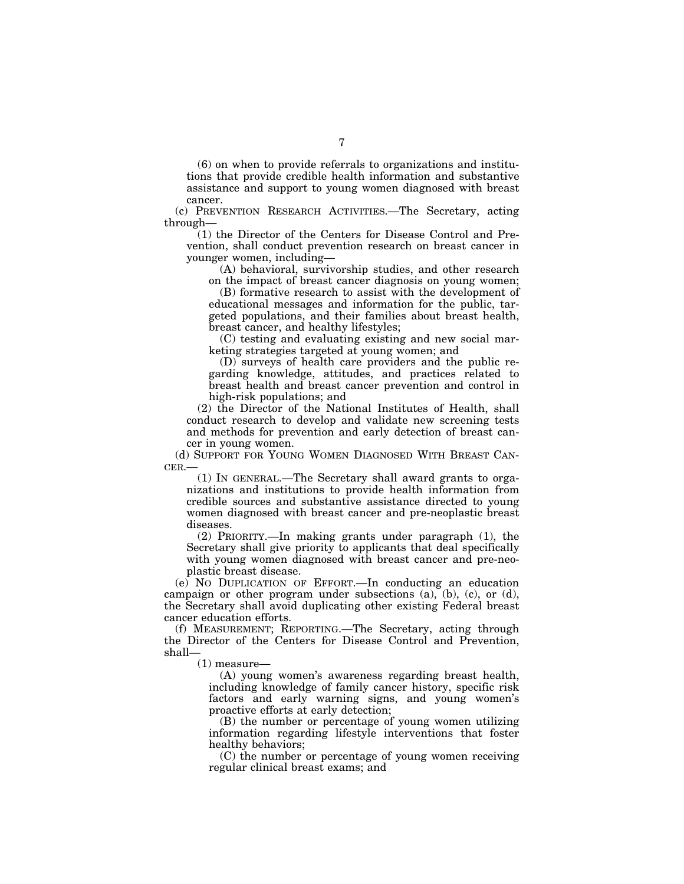(6) on when to provide referrals to organizations and institutions that provide credible health information and substantive assistance and support to young women diagnosed with breast cancer.

(c) PREVENTION RESEARCH ACTIVITIES.—The Secretary, acting through—

(1) the Director of the Centers for Disease Control and Prevention, shall conduct prevention research on breast cancer in younger women, including—

(A) behavioral, survivorship studies, and other research on the impact of breast cancer diagnosis on young women;

(B) formative research to assist with the development of educational messages and information for the public, targeted populations, and their families about breast health, breast cancer, and healthy lifestyles;

(C) testing and evaluating existing and new social marketing strategies targeted at young women; and

(D) surveys of health care providers and the public regarding knowledge, attitudes, and practices related to breast health and breast cancer prevention and control in high-risk populations; and

(2) the Director of the National Institutes of Health, shall conduct research to develop and validate new screening tests and methods for prevention and early detection of breast cancer in young women.

(d) SUPPORT FOR YOUNG WOMEN DIAGNOSED WITH BREAST CANCER.—

(1) IN GENERAL.—The Secretary shall award grants to organizations and institutions to provide health information from credible sources and substantive assistance directed to young women diagnosed with breast cancer and pre-neoplastic breast diseases.

(2) PRIORITY.—In making grants under paragraph (1), the Secretary shall give priority to applicants that deal specifically with young women diagnosed with breast cancer and pre-neoplastic breast disease.

(e) NO DUPLICATION OF EFFORT.—In conducting an education campaign or other program under subsections (a), (b), (c), or (d), the Secretary shall avoid duplicating other existing Federal breast cancer education efforts.

(f) MEASUREMENT; REPORTING.—The Secretary, acting through the Director of the Centers for Disease Control and Prevention, shall—

(1) measure—

(A) young women's awareness regarding breast health, including knowledge of family cancer history, specific risk factors and early warning signs, and young women's proactive efforts at early detection;

(B) the number or percentage of young women utilizing information regarding lifestyle interventions that foster healthy behaviors;

(C) the number or percentage of young women receiving regular clinical breast exams; and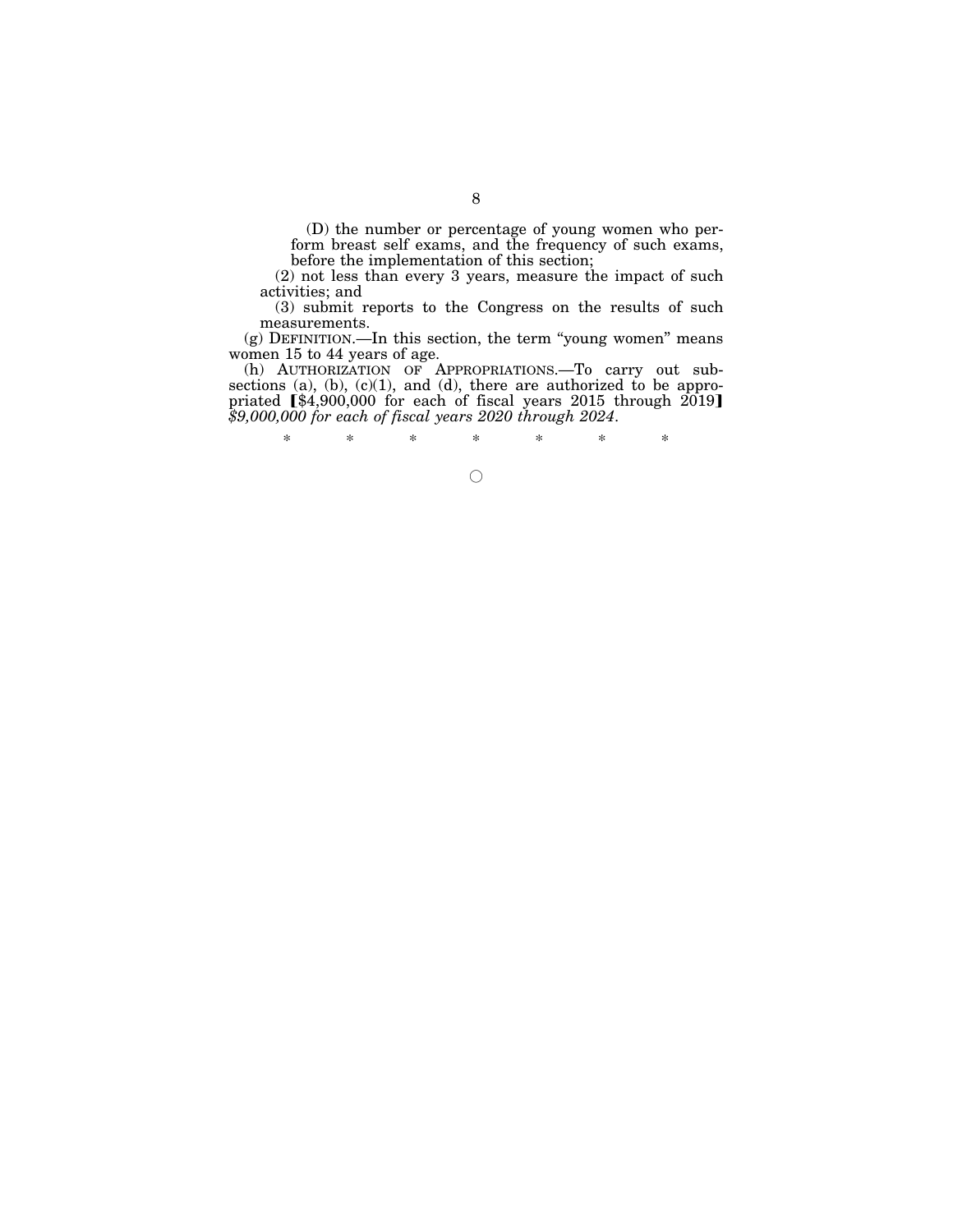(D) the number or percentage of young women who perform breast self exams, and the frequency of such exams, before the implementation of this section;

(2) not less than every 3 years, measure the impact of such activities; and

(3) submit reports to the Congress on the results of such measurements.

(g) DEFINITION.—In this section, the term "young women" means women 15 to 44 years of age.

(h) AUTHORIZATION OF APPROPRIATIONS.—To carry out subsections (a), (b), (c)(1), and (d), there are authorized to be appropriated [$4,900,000 for each of fiscal years 2015 through 2019] *$9,000,000 for each of fiscal years 2020 through 2024*.

\* \* \* \* \* \* \*

○